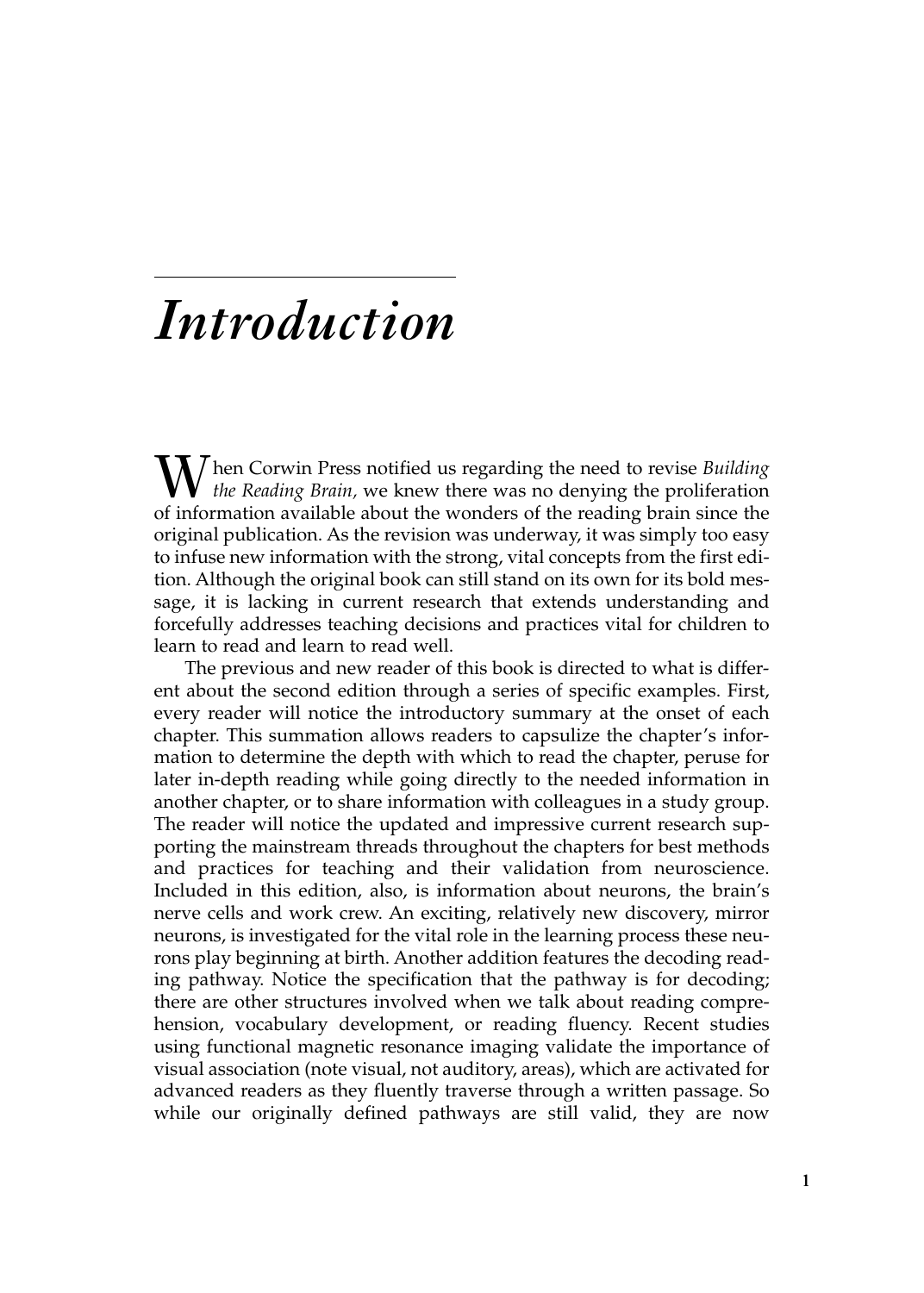# Introduction

When Corwin Press notified us regarding the need to revise *Building the Reading Brain,* we knew there was no denying the proliferation of information available about the wonders of the reading brain since the original publication. As the revision was underway, it was simply too easy to infuse new information with the strong, vital concepts from the first edition. Although the original book can still stand on its own for its bold message, it is lacking in current research that extends understanding and forcefully addresses teaching decisions and practices vital for children to learn to read and learn to read well.

The previous and new reader of this book is directed to what is different about the second edition through a series of specific examples. First, every reader will notice the introductory summary at the onset of each chapter. This summation allows readers to capsulize the chapter's information to determine the depth with which to read the chapter, peruse for later in-depth reading while going directly to the needed information in another chapter, or to share information with colleagues in a study group. The reader will notice the updated and impressive current research supporting the mainstream threads throughout the chapters for best methods and practices for teaching and their validation from neuroscience. Included in this edition, also, is information about neurons, the brain's nerve cells and work crew. An exciting, relatively new discovery, mirror neurons, is investigated for the vital role in the learning process these neurons play beginning at birth. Another addition features the decoding reading pathway. Notice the specification that the pathway is for decoding; there are other structures involved when we talk about reading comprehension, vocabulary development, or reading fluency. Recent studies using functional magnetic resonance imaging validate the importance of visual association (note visual, not auditory, areas), which are activated for advanced readers as they fluently traverse through a written passage. So while our originally defined pathways are still valid, they are now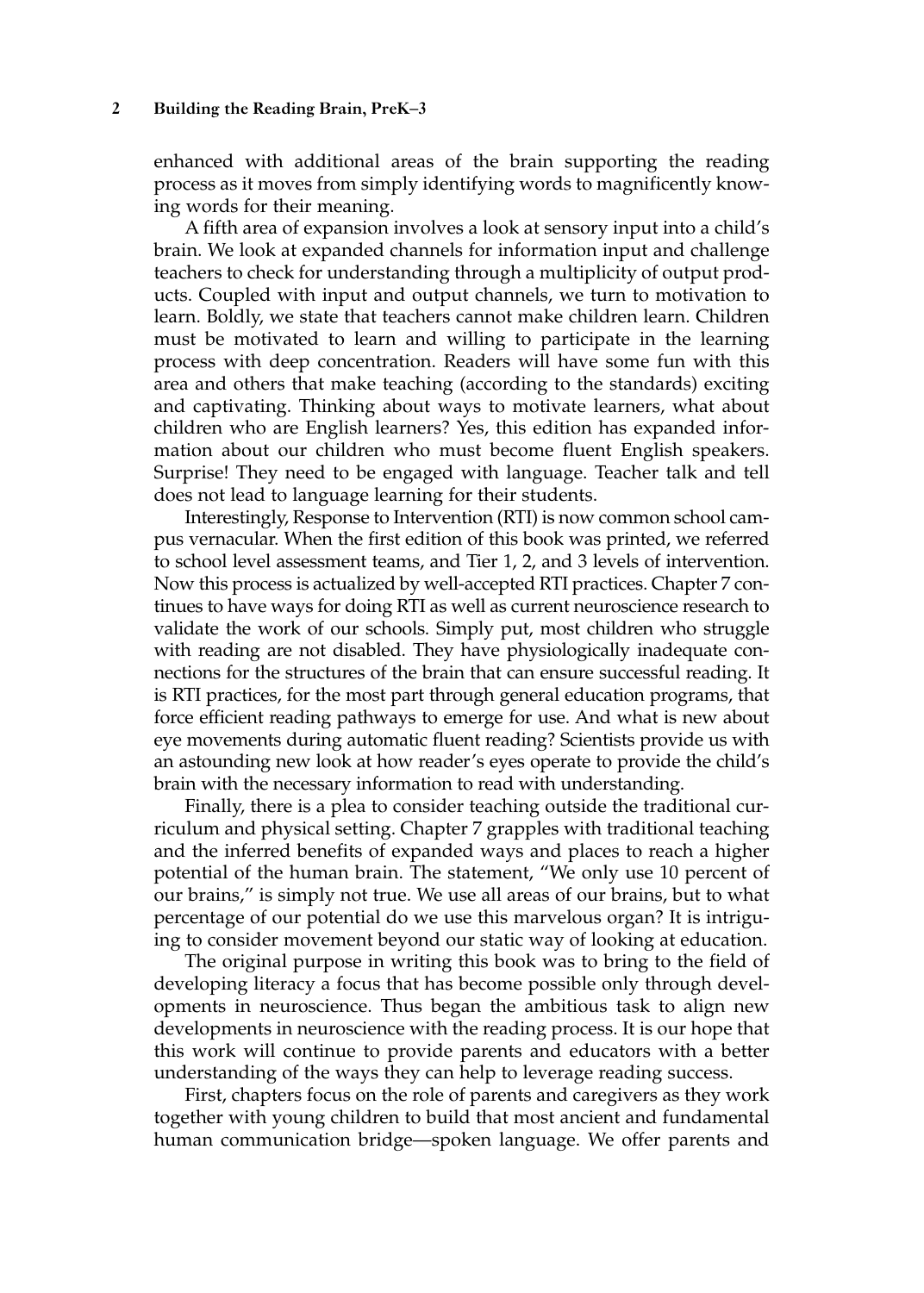enhanced with additional areas of the brain supporting the reading process as it moves from simply identifying words to magnificently knowing words for their meaning.

A fifth area of expansion involves a look at sensory input into a child's brain. We look at expanded channels for information input and challenge teachers to check for understanding through a multiplicity of output products. Coupled with input and output channels, we turn to motivation to learn. Boldly, we state that teachers cannot make children learn. Children must be motivated to learn and willing to participate in the learning process with deep concentration. Readers will have some fun with this area and others that make teaching (according to the standards) exciting and captivating. Thinking about ways to motivate learners, what about children who are English learners? Yes, this edition has expanded information about our children who must become fluent English speakers. Surprise! They need to be engaged with language. Teacher talk and tell does not lead to language learning for their students.

Interestingly, Response to Intervention (RTI) is now common school campus vernacular. When the first edition of this book was printed, we referred to school level assessment teams, and Tier 1, 2, and 3 levels of intervention. Now this process is actualized by well-accepted RTI practices. Chapter 7 continues to have ways for doing RTI as well as current neuroscience research to validate the work of our schools. Simply put, most children who struggle with reading are not disabled. They have physiologically inadequate connections for the structures of the brain that can ensure successful reading. It is RTI practices, for the most part through general education programs, that force efficient reading pathways to emerge for use. And what is new about eye movements during automatic fluent reading? Scientists provide us with an astounding new look at how reader's eyes operate to provide the child's brain with the necessary information to read with understanding.

Finally, there is a plea to consider teaching outside the traditional curriculum and physical setting. Chapter 7 grapples with traditional teaching and the inferred benefits of expanded ways and places to reach a higher potential of the human brain. The statement, "We only use 10 percent of our brains," is simply not true. We use all areas of our brains, but to what percentage of our potential do we use this marvelous organ? It is intriguing to consider movement beyond our static way of looking at education.

The original purpose in writing this book was to bring to the field of developing literacy a focus that has become possible only through developments in neuroscience. Thus began the ambitious task to align new developments in neuroscience with the reading process. It is our hope that this work will continue to provide parents and educators with a better understanding of the ways they can help to leverage reading success.

First, chapters focus on the role of parents and caregivers as they work together with young children to build that most ancient and fundamental human communication bridge—spoken language. We offer parents and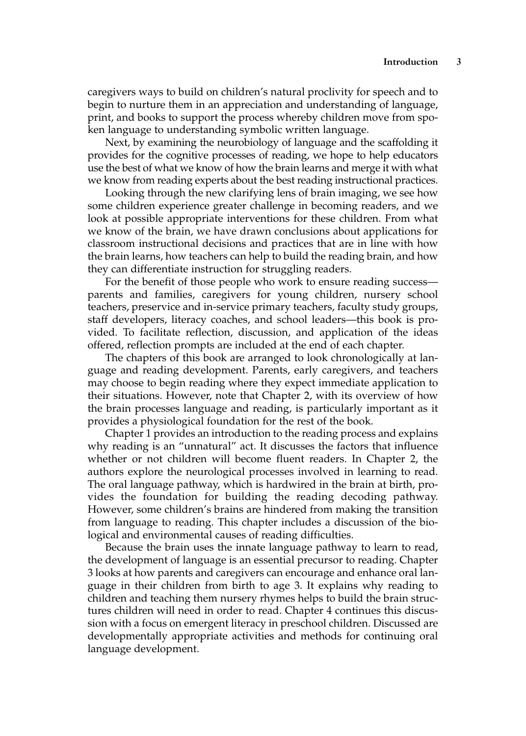caregivers ways to build on children's natural proclivity for speech and to begin to nurture them in an appreciation and understanding of language, print, and books to support the process whereby children move from spoken language to understanding symbolic written language.

Next, by examining the neurobiology of language and the scaffolding it provides for the cognitive processes of reading, we hope to help educators use the best of what we know of how the brain learns and merge it with what we know from reading experts about the best reading instructional practices.

Looking through the new clarifying lens of brain imaging, we see how some children experience greater challenge in becoming readers, and we look at possible appropriate interventions for these children. From what we know of the brain, we have drawn conclusions about applications for classroom instructional decisions and practices that are in line with how the brain learns, how teachers can help to build the reading brain, and how they can differentiate instruction for struggling readers.

For the benefit of those people who work to ensure reading success—parents and families, caregivers for young children, nursery school teachers, preservice and in-service primary teachers, faculty study groups, staff developers, literacy coaches, and school leaders—this book is provided. To facilitate reflection, discussion, and application of the ideas offered, reflection prompts are included at the end of each chapter.

The chapters of this book are arranged to look chronologically at language and reading development. Parents, early caregivers, and teachers may choose to begin reading where they expect immediate application to their situations. However, note that Chapter 2, with its overview of how the brain processes language and reading, is particularly important as it provides a physiological foundation for the rest of the book.

Chapter 1 provides an introduction to the reading process and explains why reading is an "unnatural" act. It discusses the factors that influence whether or not children will become fluent readers. In Chapter 2, the authors explore the neurological processes involved in learning to read. The oral language pathway, which is hardwired in the brain at birth, provides the foundation for building the reading decoding pathway. However, some children's brains are hindered from making the transition from language to reading. This chapter includes a discussion of the biological and environmental causes of reading difficulties.

Because the brain uses the innate language pathway to learn to read, the development of language is an essential precursor to reading. Chapter 3 looks at how parents and caregivers can encourage and enhance oral language in their children from birth to age 3. It explains why reading to children and teaching them nursery rhymes helps to build the brain structures children will need in order to read. Chapter 4 continues this discussion with a focus on emergent literacy in preschool children. Discussed are developmentally appropriate activities and methods for continuing oral language development.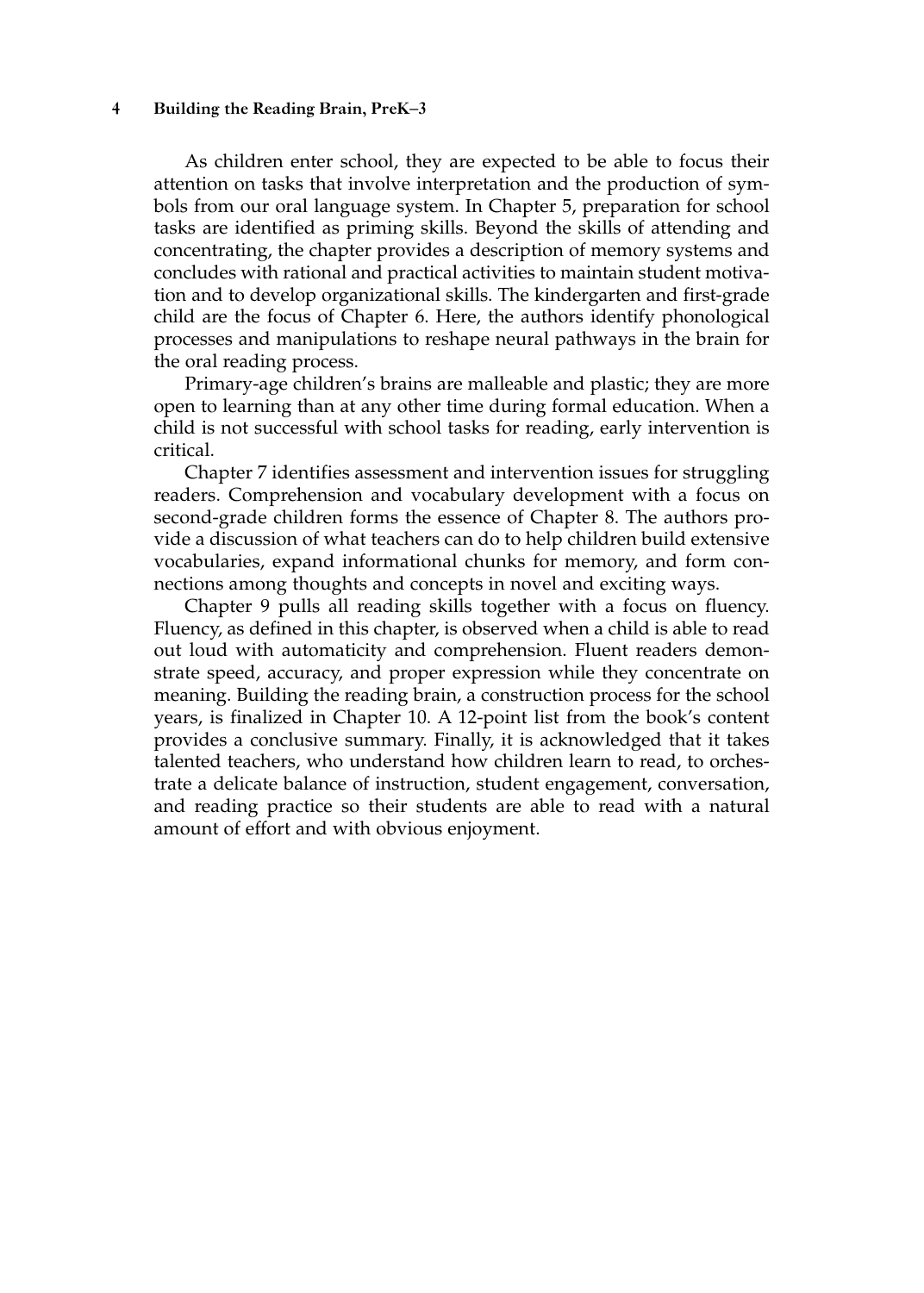As children enter school, they are expected to be able to focus their attention on tasks that involve interpretation and the production of symbols from our oral language system. In Chapter 5, preparation for school tasks are identified as priming skills. Beyond the skills of attending and concentrating, the chapter provides a description of memory systems and concludes with rational and practical activities to maintain student motivation and to develop organizational skills. The kindergarten and first-grade child are the focus of Chapter 6. Here, the authors identify phonological processes and manipulations to reshape neural pathways in the brain for the oral reading process.

Primary-age children's brains are malleable and plastic; they are more open to learning than at any other time during formal education. When a child is not successful with school tasks for reading, early intervention is critical.

Chapter 7 identifies assessment and intervention issues for struggling readers. Comprehension and vocabulary development with a focus on second-grade children forms the essence of Chapter 8. The authors provide a discussion of what teachers can do to help children build extensive vocabularies, expand informational chunks for memory, and form connections among thoughts and concepts in novel and exciting ways.

Chapter 9 pulls all reading skills together with a focus on fluency. Fluency, as defined in this chapter, is observed when a child is able to read out loud with automaticity and comprehension. Fluent readers demonstrate speed, accuracy, and proper expression while they concentrate on meaning. Building the reading brain, a construction process for the school years, is finalized in Chapter 10. A 12-point list from the book's content provides a conclusive summary. Finally, it is acknowledged that it takes talented teachers, who understand how children learn to read, to orchestrate a delicate balance of instruction, student engagement, conversation, and reading practice so their students are able to read with a natural amount of effort and with obvious enjoyment.